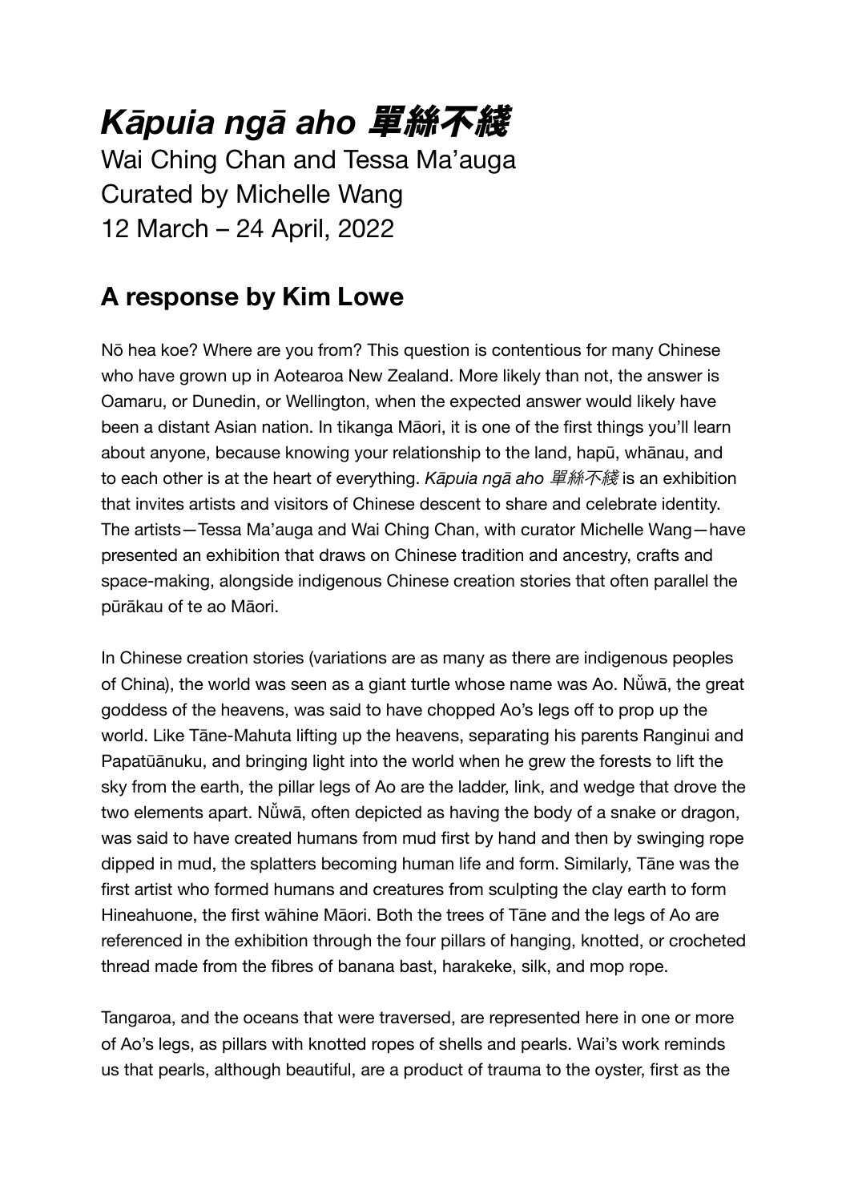# *Kāpuia ngā aho 單絲不綫*

Wai Ching Chan and Tessa Ma'auga
Curated by Michelle Wang
12 March – 24 April, 2022

## A response by Kim Lowe

Nō hea koe? Where are you from? This question is contentious for many Chinese who have grown up in Aotearoa New Zealand. More likely than not, the answer is Oamaru, or Dunedin, or Wellington, when the expected answer would likely have been a distant Asian nation. In tikanga Māori, it is one of the first things you'll learn about anyone, because knowing your relationship to the land, hapū, whānau, and to each other is at the heart of everything. *Kāpuia ngā aho 單絲不綫* is an exhibition that invites artists and visitors of Chinese descent to share and celebrate identity. The artists—Tessa Ma'auga and Wai Ching Chan, with curator Michelle Wang—have presented an exhibition that draws on Chinese tradition and ancestry, crafts and space-making, alongside indigenous Chinese creation stories that often parallel the pūrākau of te ao Māori.

In Chinese creation stories (variations are as many as there are indigenous peoples of China), the world was seen as a giant turtle whose name was Ao. Nǚwā, the great goddess of the heavens, was said to have chopped Ao's legs off to prop up the world. Like Tāne-Mahuta lifting up the heavens, separating his parents Ranginui and Papatūānuku, and bringing light into the world when he grew the forests to lift the sky from the earth, the pillar legs of Ao are the ladder, link, and wedge that drove the two elements apart. Nǚwā, often depicted as having the body of a snake or dragon, was said to have created humans from mud first by hand and then by swinging rope dipped in mud, the splatters becoming human life and form. Similarly, Tāne was the first artist who formed humans and creatures from sculpting the clay earth to form Hineahuone, the first wāhine Māori. Both the trees of Tāne and the legs of Ao are referenced in the exhibition through the four pillars of hanging, knotted, or crocheted thread made from the fibres of banana bast, harakeke, silk, and mop rope.

Tangaroa, and the oceans that were traversed, are represented here in one or more of Ao's legs, as pillars with knotted ropes of shells and pearls. Wai's work reminds us that pearls, although beautiful, are a product of trauma to the oyster, first as the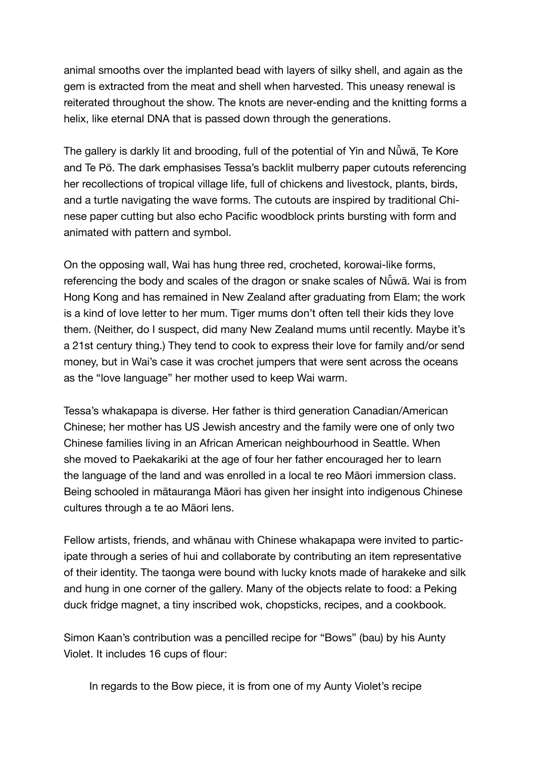animal smooths over the implanted bead with layers of silky shell, and again as the gem is extracted from the meat and shell when harvested. This uneasy renewal is reiterated throughout the show. The knots are never-ending and the knitting forms a helix, like eternal DNA that is passed down through the generations.

The gallery is darkly lit and brooding, full of the potential of Yin and Nǚwā, Te Kore and Te Pō. The dark emphasises Tessa's backlit mulberry paper cutouts referencing her recollections of tropical village life, full of chickens and livestock, plants, birds, and a turtle navigating the wave forms. The cutouts are inspired by traditional Chinese paper cutting but also echo Pacific woodblock prints bursting with form and animated with pattern and symbol.

On the opposing wall, Wai has hung three red, crocheted, korowai-like forms, referencing the body and scales of the dragon or snake scales of Nǚwā. Wai is from Hong Kong and has remained in New Zealand after graduating from Elam; the work is a kind of love letter to her mum. Tiger mums don't often tell their kids they love them. (Neither, do I suspect, did many New Zealand mums until recently. Maybe it's a 21st century thing.) They tend to cook to express their love for family and/or send money, but in Wai's case it was crochet jumpers that were sent across the oceans as the "love language" her mother used to keep Wai warm.

Tessa's whakapapa is diverse. Her father is third generation Canadian/American Chinese; her mother has US Jewish ancestry and the family were one of only two Chinese families living in an African American neighbourhood in Seattle. When she moved to Paekakariki at the age of four her father encouraged her to learn the language of the land and was enrolled in a local te reo Māori immersion class. Being schooled in mātauranga Māori has given her insight into indigenous Chinese cultures through a te ao Māori lens.

Fellow artists, friends, and whānau with Chinese whakapapa were invited to participate through a series of hui and collaborate by contributing an item representative of their identity. The taonga were bound with lucky knots made of harakeke and silk and hung in one corner of the gallery. Many of the objects relate to food: a Peking duck fridge magnet, a tiny inscribed wok, chopsticks, recipes, and a cookbook.

Simon Kaan's contribution was a pencilled recipe for "Bows" (bau) by his Aunty Violet. It includes 16 cups of flour:

> In regards to the Bow piece, it is from one of my Aunty Violet's recipe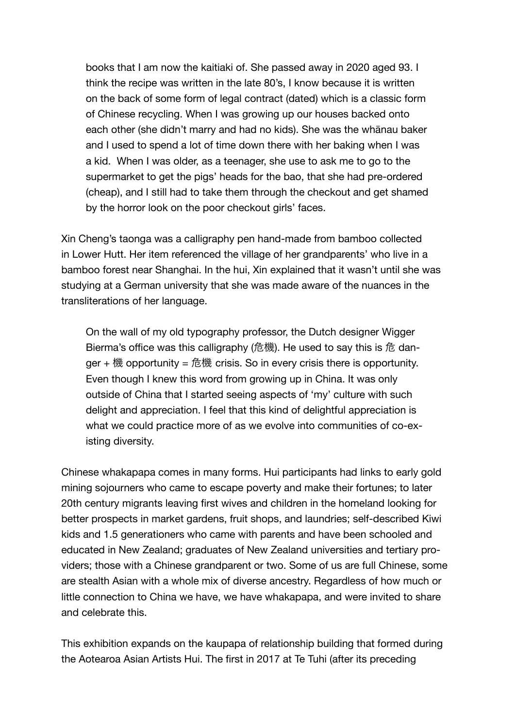> books that I am now the kaitiaki of. She passed away in 2020 aged 93. I think the recipe was written in the late 80's, I know because it is written on the back of some form of legal contract (dated) which is a classic form of Chinese recycling. When I was growing up our houses backed onto each other (she didn't marry and had no kids). She was the whānau baker and I used to spend a lot of time down there with her baking when I was a kid. When I was older, as a teenager, she use to ask me to go to the supermarket to get the pigs' heads for the bao, that she had pre-ordered (cheap), and I still had to take them through the checkout and get shamed by the horror look on the poor checkout girls' faces.

Xin Cheng's taonga was a calligraphy pen hand-made from bamboo collected in Lower Hutt. Her item referenced the village of her grandparents' who live in a bamboo forest near Shanghai. In the hui, Xin explained that it wasn't until she was studying at a German university that she was made aware of the nuances in the transliterations of her language.

> On the wall of my old typography professor, the Dutch designer Wigger Bierma's office was this calligraphy (危機). He used to say this is 危 danger + 機 opportunity = 危機 crisis. So in every crisis there is opportunity. Even though I knew this word from growing up in China. It was only outside of China that I started seeing aspects of 'my' culture with such delight and appreciation. I feel that this kind of delightful appreciation is what we could practice more of as we evolve into communities of co-existing diversity.

Chinese whakapapa comes in many forms. Hui participants had links to early gold mining sojourners who came to escape poverty and make their fortunes; to later 20th century migrants leaving first wives and children in the homeland looking for better prospects in market gardens, fruit shops, and laundries; self-described Kiwi kids and 1.5 generationers who came with parents and have been schooled and educated in New Zealand; graduates of New Zealand universities and tertiary providers; those with a Chinese grandparent or two. Some of us are full Chinese, some are stealth Asian with a whole mix of diverse ancestry. Regardless of how much or little connection to China we have, we have whakapapa, and were invited to share and celebrate this.

This exhibition expands on the kaupapa of relationship building that formed during the Aotearoa Asian Artists Hui. The first in 2017 at Te Tuhi (after its preceding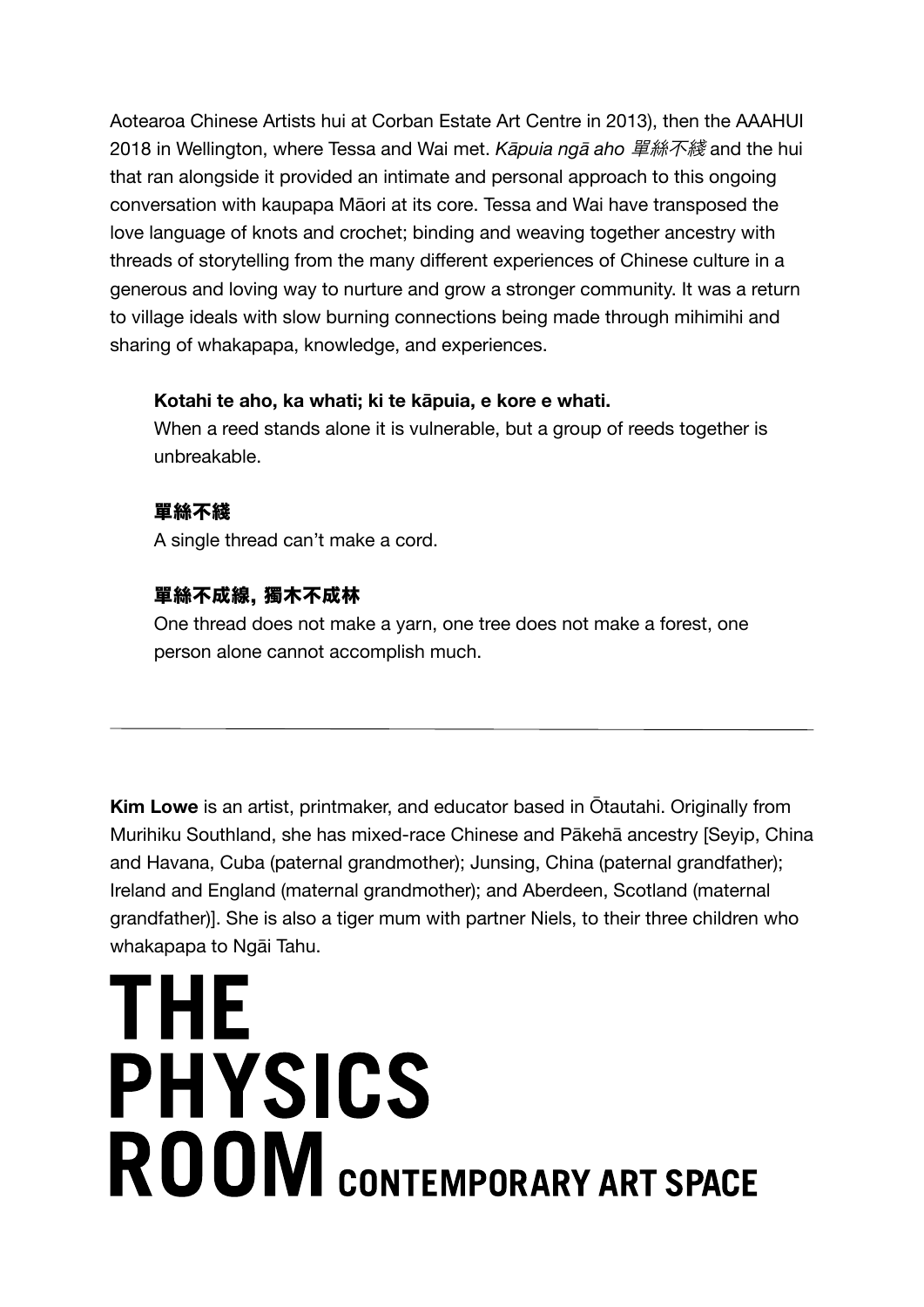Aotearoa Chinese Artists hui at Corban Estate Art Centre in 2013), then the AAAHUI 2018 in Wellington, where Tessa and Wai met. *Kāpuia ngā aho 單絲不綫* and the hui that ran alongside it provided an intimate and personal approach to this ongoing conversation with kaupapa Māori at its core. Tessa and Wai have transposed the love language of knots and crochet; binding and weaving together ancestry with threads of storytelling from the many different experiences of Chinese culture in a generous and loving way to nurture and grow a stronger community. It was a return to village ideals with slow burning connections being made through mihimihi and sharing of whakapapa, knowledge, and experiences.

> **Kotahi te aho, ka whati; ki te kāpuia, e kore e whati.**
> When a reed stands alone it is vulnerable, but a group of reeds together is unbreakable.
>
> **單絲不綫**
> A single thread can't make a cord.
>
> **單絲不成線, 獨木不成林**
> One thread does not make a yarn, one tree does not make a forest, one person alone cannot accomplish much.

---

**Kim Lowe** is an artist, printmaker, and educator based in Ōtautahi. Originally from Murihiku Southland, she has mixed-race Chinese and Pākehā ancestry [Seyip, China and Havana, Cuba (paternal grandmother); Junsing, China (paternal grandfather); Ireland and England (maternal grandmother); and Aberdeen, Scotland (maternal grandfather)]. She is also a tiger mum with partner Niels, to their three children who whakapapa to Ngāi Tahu.

# THE PHYSICS ROOM CONTEMPORARY ART SPACE